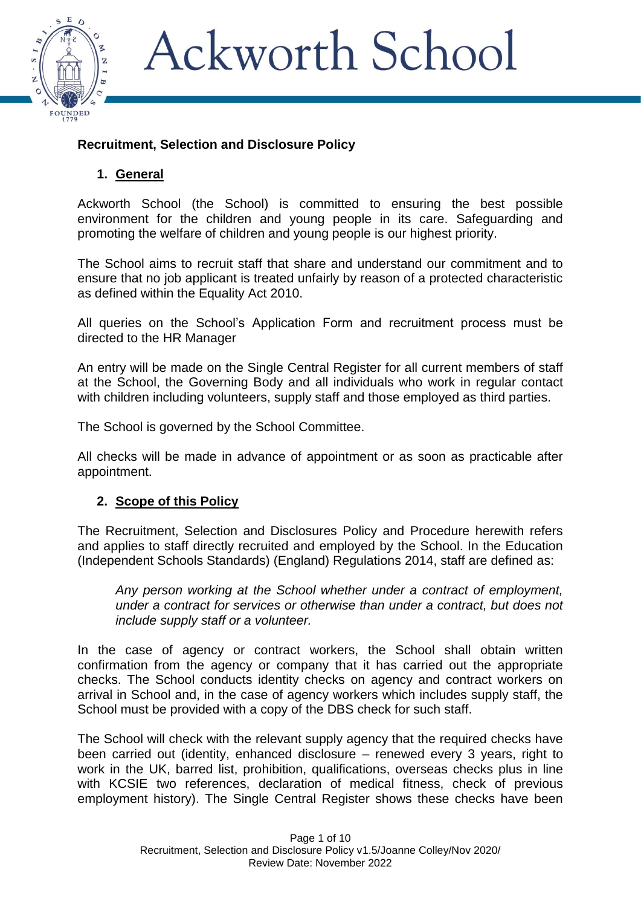# Ackworth School

## Recruitment, Selection and Disclosure Policy

### 1. General

Ackworth School (the School) is committed to ensuring the best possible environment for the children and young people in its care. Safeguarding and promoting the welfare of children and young people is our highest priority.

The School aims to recruit staff that share and understand our commitment and to ensure that no job applicant is treated unfairly by reason of a protected characteristic as defined within the Equality Act 2010.

All queries on the School's Application Form and recruitment process must be directed to the HR Manager

An entry will be made on the Single Central Register for all current members of staff at the School, the Governing Body and all individuals who work in regular contact with children including volunteers, supply staff and those employed as third parties.

The School is governed by the School Committee.

All checks will be made in advance of appointment or as soon as practicable after appointment.

### 2. Scope of this Policy

The Recruitment, Selection and Disclosures Policy and Procedure herewith refers and applies to staff directly recruited and employed by the School. In the Education (Independent Schools Standards) (England) Regulations 2014, staff are defined as:

> *Any person working at the School whether under a contract of employment, under a contract for services or otherwise than under a contract, but does not include supply staff or a volunteer.*

In the case of agency or contract workers, the School shall obtain written confirmation from the agency or company that it has carried out the appropriate checks. The School conducts identity checks on agency and contract workers on arrival in School and, in the case of agency workers which includes supply staff, the School must be provided with a copy of the DBS check for such staff.

The School will check with the relevant supply agency that the required checks have been carried out (identity, enhanced disclosure – renewed every 3 years, right to work in the UK, barred list, prohibition, qualifications, overseas checks plus in line with KCSIE two references, declaration of medical fitness, check of previous employment history). The Single Central Register shows these checks have been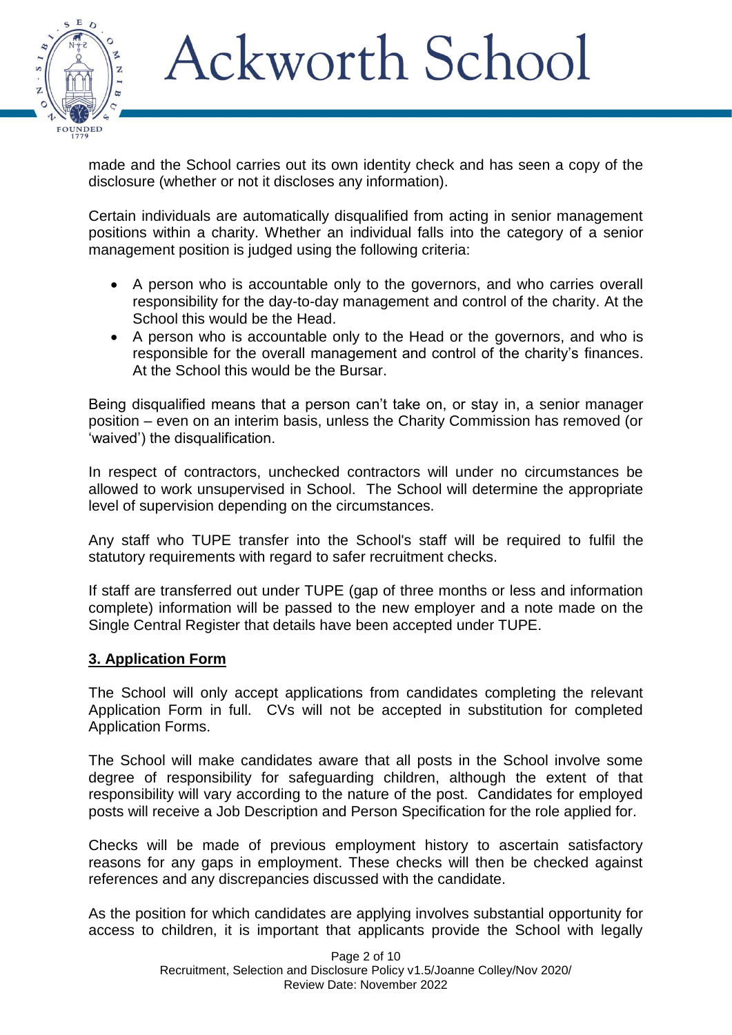made and the School carries out its own identity check and has seen a copy of the disclosure (whether or not it discloses any information).

Certain individuals are automatically disqualified from acting in senior management positions within a charity. Whether an individual falls into the category of a senior management position is judged using the following criteria:

- A person who is accountable only to the governors, and who carries overall responsibility for the day-to-day management and control of the charity. At the School this would be the Head.
- A person who is accountable only to the Head or the governors, and who is responsible for the overall management and control of the charity's finances. At the School this would be the Bursar.

Being disqualified means that a person can't take on, or stay in, a senior manager position – even on an interim basis, unless the Charity Commission has removed (or 'waived') the disqualification.

In respect of contractors, unchecked contractors will under no circumstances be allowed to work unsupervised in School. The School will determine the appropriate level of supervision depending on the circumstances.

Any staff who TUPE transfer into the School's staff will be required to fulfil the statutory requirements with regard to safer recruitment checks.

If staff are transferred out under TUPE (gap of three months or less and information complete) information will be passed to the new employer and a note made on the Single Central Register that details have been accepted under TUPE.

## 3. Application Form

The School will only accept applications from candidates completing the relevant Application Form in full. CVs will not be accepted in substitution for completed Application Forms.

The School will make candidates aware that all posts in the School involve some degree of responsibility for safeguarding children, although the extent of that responsibility will vary according to the nature of the post. Candidates for employed posts will receive a Job Description and Person Specification for the role applied for.

Checks will be made of previous employment history to ascertain satisfactory reasons for any gaps in employment. These checks will then be checked against references and any discrepancies discussed with the candidate.

As the position for which candidates are applying involves substantial opportunity for access to children, it is important that applicants provide the School with legally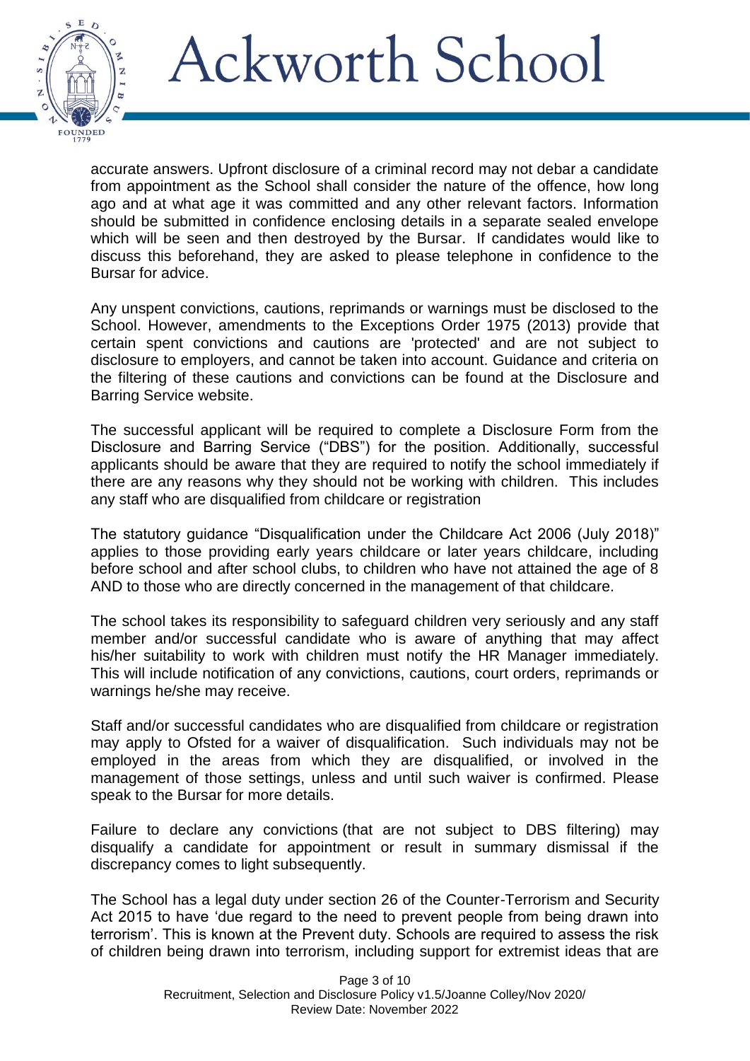accurate answers. Upfront disclosure of a criminal record may not debar a candidate from appointment as the School shall consider the nature of the offence, how long ago and at what age it was committed and any other relevant factors. Information should be submitted in confidence enclosing details in a separate sealed envelope which will be seen and then destroyed by the Bursar. If candidates would like to discuss this beforehand, they are asked to please telephone in confidence to the Bursar for advice.

Any unspent convictions, cautions, reprimands or warnings must be disclosed to the School. However, amendments to the Exceptions Order 1975 (2013) provide that certain spent convictions and cautions are 'protected' and are not subject to disclosure to employers, and cannot be taken into account. Guidance and criteria on the filtering of these cautions and convictions can be found at the Disclosure and Barring Service website.

The successful applicant will be required to complete a Disclosure Form from the Disclosure and Barring Service ("DBS") for the position. Additionally, successful applicants should be aware that they are required to notify the school immediately if there are any reasons why they should not be working with children. This includes any staff who are disqualified from childcare or registration

The statutory guidance "Disqualification under the Childcare Act 2006 (July 2018)" applies to those providing early years childcare or later years childcare, including before school and after school clubs, to children who have not attained the age of 8 AND to those who are directly concerned in the management of that childcare.

The school takes its responsibility to safeguard children very seriously and any staff member and/or successful candidate who is aware of anything that may affect his/her suitability to work with children must notify the HR Manager immediately. This will include notification of any convictions, cautions, court orders, reprimands or warnings he/she may receive.

Staff and/or successful candidates who are disqualified from childcare or registration may apply to Ofsted for a waiver of disqualification. Such individuals may not be employed in the areas from which they are disqualified, or involved in the management of those settings, unless and until such waiver is confirmed. Please speak to the Bursar for more details.

Failure to declare any convictions (that are not subject to DBS filtering) may disqualify a candidate for appointment or result in summary dismissal if the discrepancy comes to light subsequently.

The School has a legal duty under section 26 of the Counter-Terrorism and Security Act 2015 to have 'due regard to the need to prevent people from being drawn into terrorism'. This is known at the Prevent duty. Schools are required to assess the risk of children being drawn into terrorism, including support for extremist ideas that are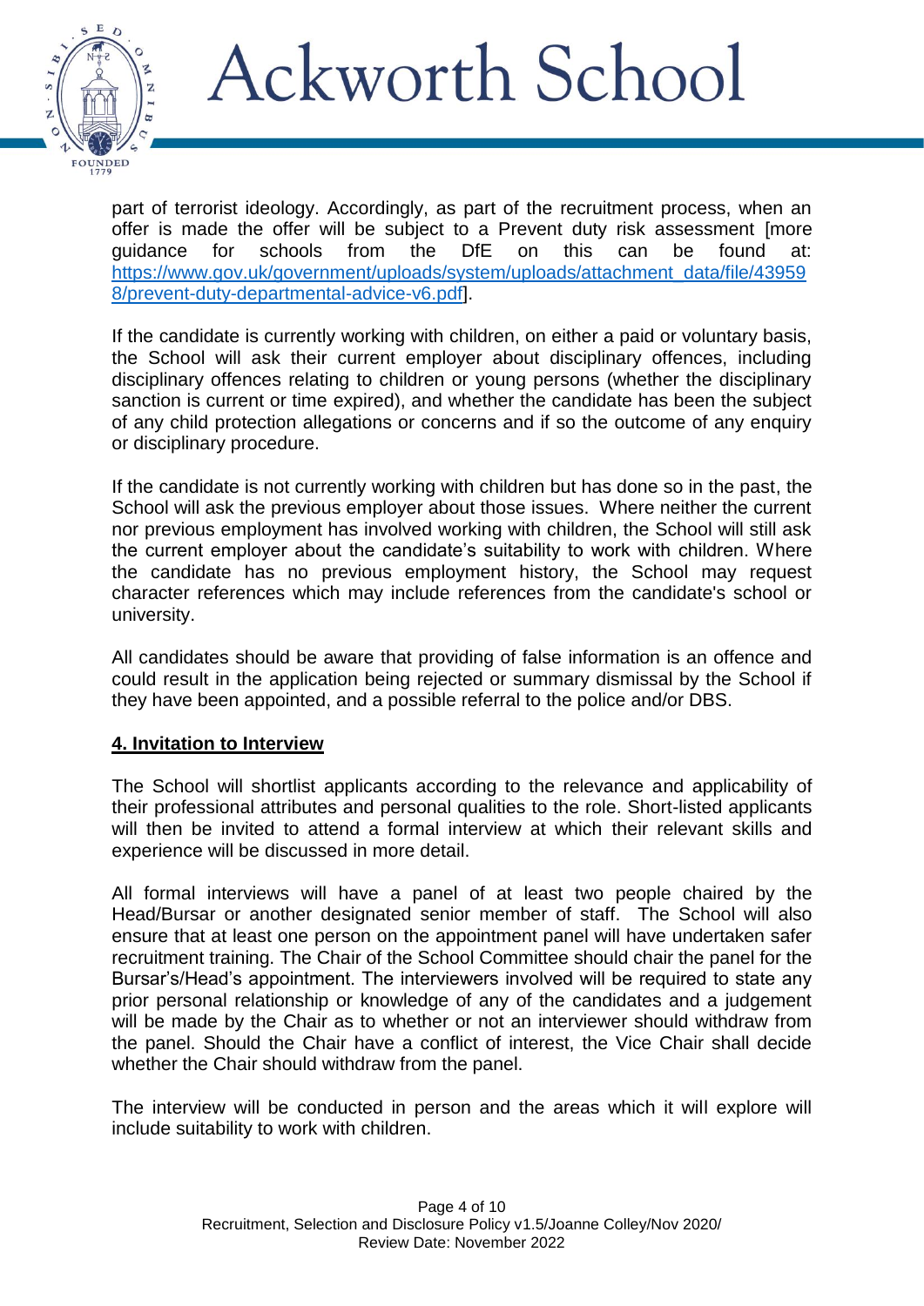part of terrorist ideology. Accordingly, as part of the recruitment process, when an offer is made the offer will be subject to a Prevent duty risk assessment [more guidance for schools from the DfE on this can be found at: https://www.gov.uk/government/uploads/system/uploads/attachment_data/file/439598/prevent-duty-departmental-advice-v6.pdf].

If the candidate is currently working with children, on either a paid or voluntary basis, the School will ask their current employer about disciplinary offences, including disciplinary offences relating to children or young persons (whether the disciplinary sanction is current or time expired), and whether the candidate has been the subject of any child protection allegations or concerns and if so the outcome of any enquiry or disciplinary procedure.

If the candidate is not currently working with children but has done so in the past, the School will ask the previous employer about those issues. Where neither the current nor previous employment has involved working with children, the School will still ask the current employer about the candidate's suitability to work with children. Where the candidate has no previous employment history, the School may request character references which may include references from the candidate's school or university.

All candidates should be aware that providing of false information is an offence and could result in the application being rejected or summary dismissal by the School if they have been appointed, and a possible referral to the police and/or DBS.

## 4. Invitation to Interview

The School will shortlist applicants according to the relevance and applicability of their professional attributes and personal qualities to the role. Short-listed applicants will then be invited to attend a formal interview at which their relevant skills and experience will be discussed in more detail.

All formal interviews will have a panel of at least two people chaired by the Head/Bursar or another designated senior member of staff. The School will also ensure that at least one person on the appointment panel will have undertaken safer recruitment training. The Chair of the School Committee should chair the panel for the Bursar's/Head's appointment. The interviewers involved will be required to state any prior personal relationship or knowledge of any of the candidates and a judgement will be made by the Chair as to whether or not an interviewer should withdraw from the panel. Should the Chair have a conflict of interest, the Vice Chair shall decide whether the Chair should withdraw from the panel.

The interview will be conducted in person and the areas which it will explore will include suitability to work with children.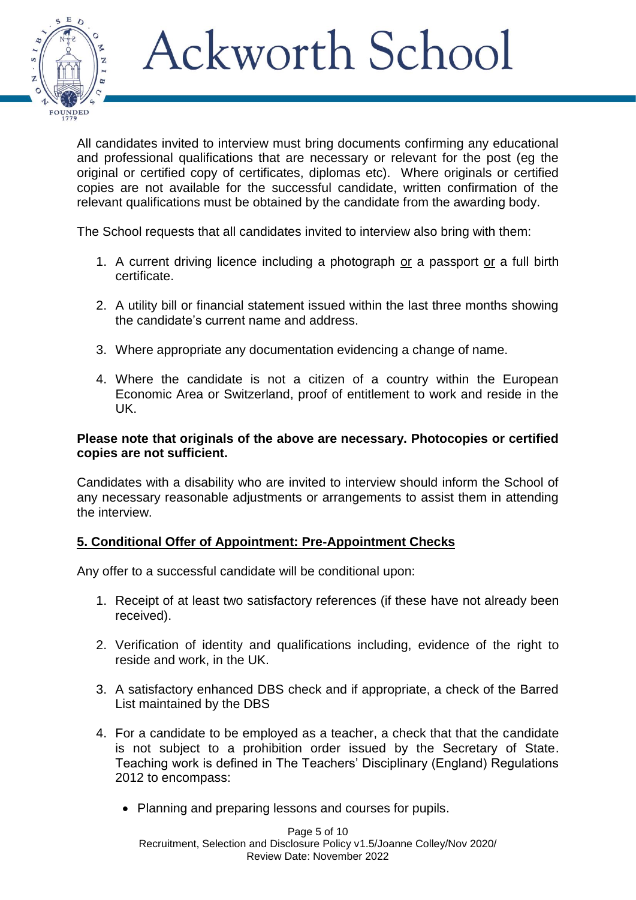All candidates invited to interview must bring documents confirming any educational and professional qualifications that are necessary or relevant for the post (eg the original or certified copy of certificates, diplomas etc). Where originals or certified copies are not available for the successful candidate, written confirmation of the relevant qualifications must be obtained by the candidate from the awarding body.

The School requests that all candidates invited to interview also bring with them:

1. A current driving licence including a photograph or a passport or a full birth certificate.

2. A utility bill or financial statement issued within the last three months showing the candidate's current name and address.

3. Where appropriate any documentation evidencing a change of name.

4. Where the candidate is not a citizen of a country within the European Economic Area or Switzerland, proof of entitlement to work and reside in the UK.

**Please note that originals of the above are necessary. Photocopies or certified copies are not sufficient.**

Candidates with a disability who are invited to interview should inform the School of any necessary reasonable adjustments or arrangements to assist them in attending the interview.

## 5. Conditional Offer of Appointment: Pre-Appointment Checks

Any offer to a successful candidate will be conditional upon:

1. Receipt of at least two satisfactory references (if these have not already been received).

2. Verification of identity and qualifications including, evidence of the right to reside and work, in the UK.

3. A satisfactory enhanced DBS check and if appropriate, a check of the Barred List maintained by the DBS

4. For a candidate to be employed as a teacher, a check that that the candidate is not subject to a prohibition order issued by the Secretary of State. Teaching work is defined in The Teachers' Disciplinary (England) Regulations 2012 to encompass:

   - Planning and preparing lessons and courses for pupils.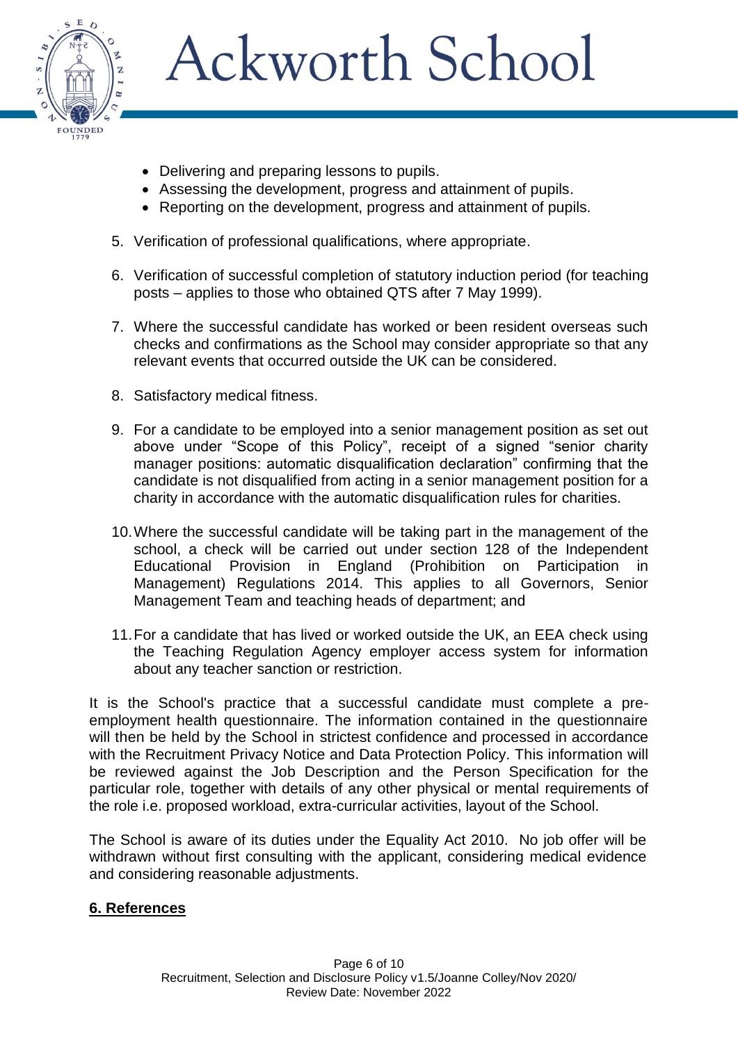- Delivering and preparing lessons to pupils.
- Assessing the development, progress and attainment of pupils.
- Reporting on the development, progress and attainment of pupils.

5. Verification of professional qualifications, where appropriate.

6. Verification of successful completion of statutory induction period (for teaching posts – applies to those who obtained QTS after 7 May 1999).

7. Where the successful candidate has worked or been resident overseas such checks and confirmations as the School may consider appropriate so that any relevant events that occurred outside the UK can be considered.

8. Satisfactory medical fitness.

9. For a candidate to be employed into a senior management position as set out above under "Scope of this Policy", receipt of a signed "senior charity manager positions: automatic disqualification declaration" confirming that the candidate is not disqualified from acting in a senior management position for a charity in accordance with the automatic disqualification rules for charities.

10. Where the successful candidate will be taking part in the management of the school, a check will be carried out under section 128 of the Independent Educational Provision in England (Prohibition on Participation in Management) Regulations 2014. This applies to all Governors, Senior Management Team and teaching heads of department; and

11. For a candidate that has lived or worked outside the UK, an EEA check using the Teaching Regulation Agency employer access system for information about any teacher sanction or restriction.

It is the School's practice that a successful candidate must complete a pre-employment health questionnaire. The information contained in the questionnaire will then be held by the School in strictest confidence and processed in accordance with the Recruitment Privacy Notice and Data Protection Policy. This information will be reviewed against the Job Description and the Person Specification for the particular role, together with details of any other physical or mental requirements of the role i.e. proposed workload, extra-curricular activities, layout of the School.

The School is aware of its duties under the Equality Act 2010. No job offer will be withdrawn without first consulting with the applicant, considering medical evidence and considering reasonable adjustments.

## 6. References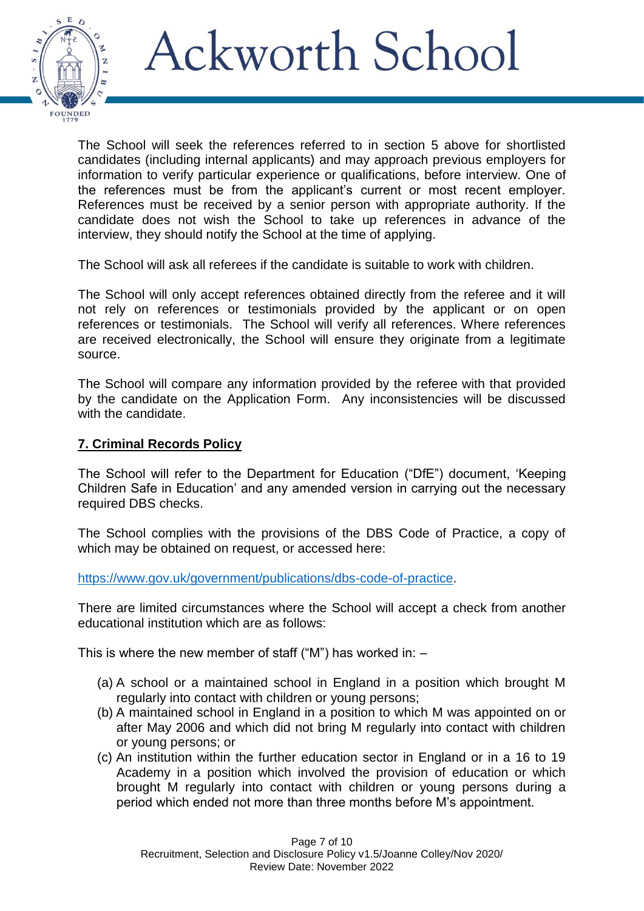The School will seek the references referred to in section 5 above for shortlisted candidates (including internal applicants) and may approach previous employers for information to verify particular experience or qualifications, before interview. One of the references must be from the applicant's current or most recent employer. References must be received by a senior person with appropriate authority. If the candidate does not wish the School to take up references in advance of the interview, they should notify the School at the time of applying.

The School will ask all referees if the candidate is suitable to work with children.

The School will only accept references obtained directly from the referee and it will not rely on references or testimonials provided by the applicant or on open references or testimonials. The School will verify all references. Where references are received electronically, the School will ensure they originate from a legitimate source.

The School will compare any information provided by the referee with that provided by the candidate on the Application Form. Any inconsistencies will be discussed with the candidate.

## 7. Criminal Records Policy

The School will refer to the Department for Education ("DfE") document, 'Keeping Children Safe in Education' and any amended version in carrying out the necessary required DBS checks.

The School complies with the provisions of the DBS Code of Practice, a copy of which may be obtained on request, or accessed here:

https://www.gov.uk/government/publications/dbs-code-of-practice.

There are limited circumstances where the School will accept a check from another educational institution which are as follows:

This is where the new member of staff ("M") has worked in: –

(a) A school or a maintained school in England in a position which brought M regularly into contact with children or young persons;
(b) A maintained school in England in a position to which M was appointed on or after May 2006 and which did not bring M regularly into contact with children or young persons; or
(c) An institution within the further education sector in England or in a 16 to 19 Academy in a position which involved the provision of education or which brought M regularly into contact with children or young persons during a period which ended not more than three months before M's appointment.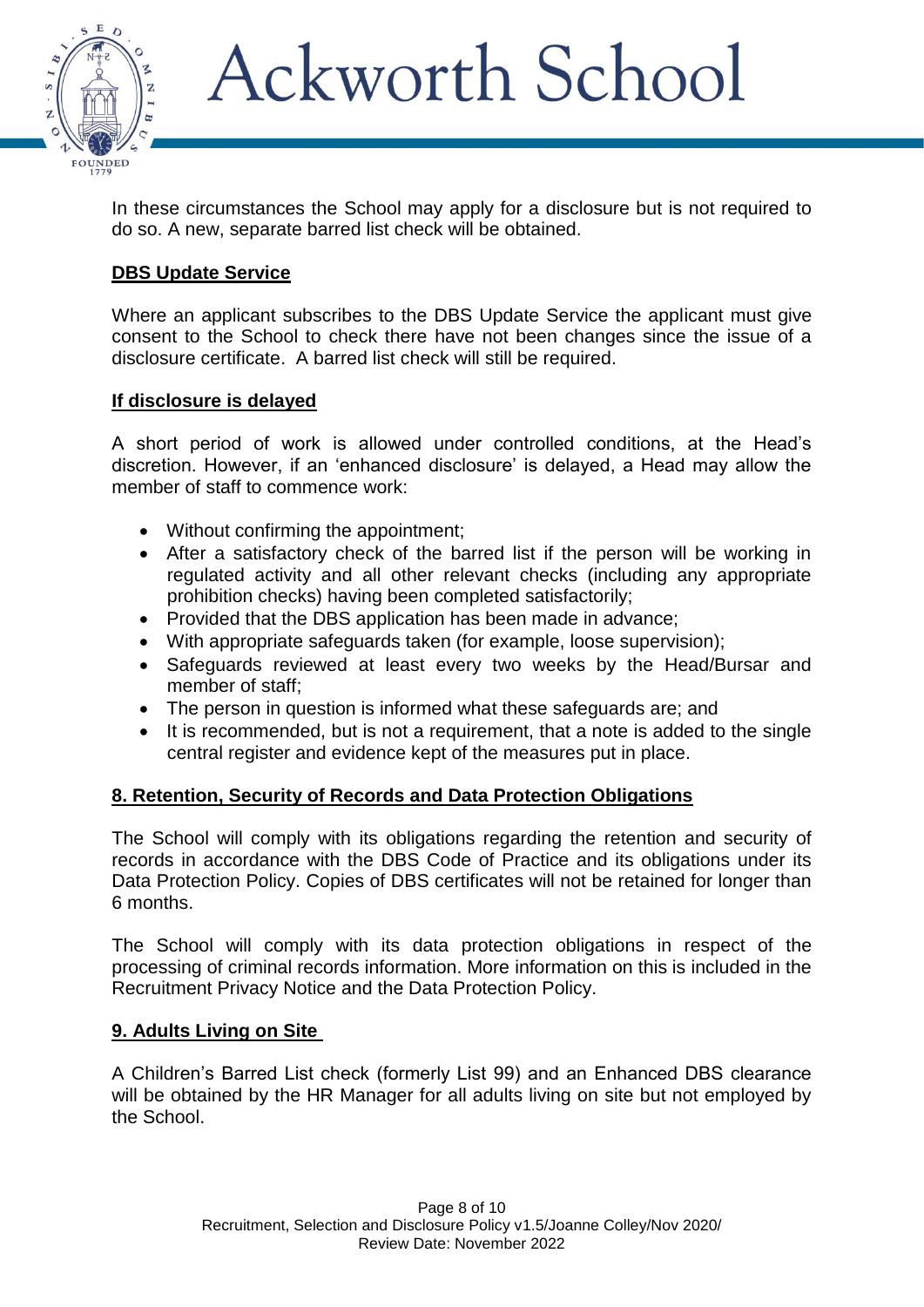In these circumstances the School may apply for a disclosure but is not required to do so. A new, separate barred list check will be obtained.

## DBS Update Service

Where an applicant subscribes to the DBS Update Service the applicant must give consent to the School to check there have not been changes since the issue of a disclosure certificate. A barred list check will still be required.

## If disclosure is delayed

A short period of work is allowed under controlled conditions, at the Head's discretion. However, if an 'enhanced disclosure' is delayed, a Head may allow the member of staff to commence work:

- Without confirming the appointment;
- After a satisfactory check of the barred list if the person will be working in regulated activity and all other relevant checks (including any appropriate prohibition checks) having been completed satisfactorily;
- Provided that the DBS application has been made in advance;
- With appropriate safeguards taken (for example, loose supervision);
- Safeguards reviewed at least every two weeks by the Head/Bursar and member of staff;
- The person in question is informed what these safeguards are; and
- It is recommended, but is not a requirement, that a note is added to the single central register and evidence kept of the measures put in place.

## 8. Retention, Security of Records and Data Protection Obligations

The School will comply with its obligations regarding the retention and security of records in accordance with the DBS Code of Practice and its obligations under its Data Protection Policy. Copies of DBS certificates will not be retained for longer than 6 months.

The School will comply with its data protection obligations in respect of the processing of criminal records information. More information on this is included in the Recruitment Privacy Notice and the Data Protection Policy.

## 9. Adults Living on Site

A Children's Barred List check (formerly List 99) and an Enhanced DBS clearance will be obtained by the HR Manager for all adults living on site but not employed by the School.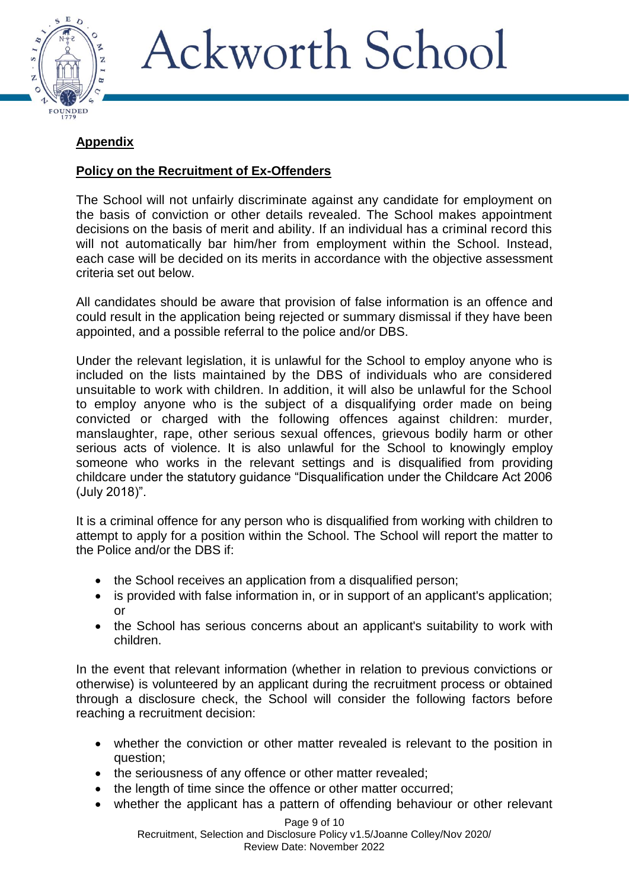## Appendix

## Policy on the Recruitment of Ex-Offenders

The School will not unfairly discriminate against any candidate for employment on the basis of conviction or other details revealed. The School makes appointment decisions on the basis of merit and ability. If an individual has a criminal record this will not automatically bar him/her from employment within the School. Instead, each case will be decided on its merits in accordance with the objective assessment criteria set out below.

All candidates should be aware that provision of false information is an offence and could result in the application being rejected or summary dismissal if they have been appointed, and a possible referral to the police and/or DBS.

Under the relevant legislation, it is unlawful for the School to employ anyone who is included on the lists maintained by the DBS of individuals who are considered unsuitable to work with children. In addition, it will also be unlawful for the School to employ anyone who is the subject of a disqualifying order made on being convicted or charged with the following offences against children: murder, manslaughter, rape, other serious sexual offences, grievous bodily harm or other serious acts of violence. It is also unlawful for the School to knowingly employ someone who works in the relevant settings and is disqualified from providing childcare under the statutory guidance "Disqualification under the Childcare Act 2006 (July 2018)".

It is a criminal offence for any person who is disqualified from working with children to attempt to apply for a position within the School. The School will report the matter to the Police and/or the DBS if:

- the School receives an application from a disqualified person;
- is provided with false information in, or in support of an applicant's application; or
- the School has serious concerns about an applicant's suitability to work with children.

In the event that relevant information (whether in relation to previous convictions or otherwise) is volunteered by an applicant during the recruitment process or obtained through a disclosure check, the School will consider the following factors before reaching a recruitment decision:

- whether the conviction or other matter revealed is relevant to the position in question;
- the seriousness of any offence or other matter revealed;
- the length of time since the offence or other matter occurred;
- whether the applicant has a pattern of offending behaviour or other relevant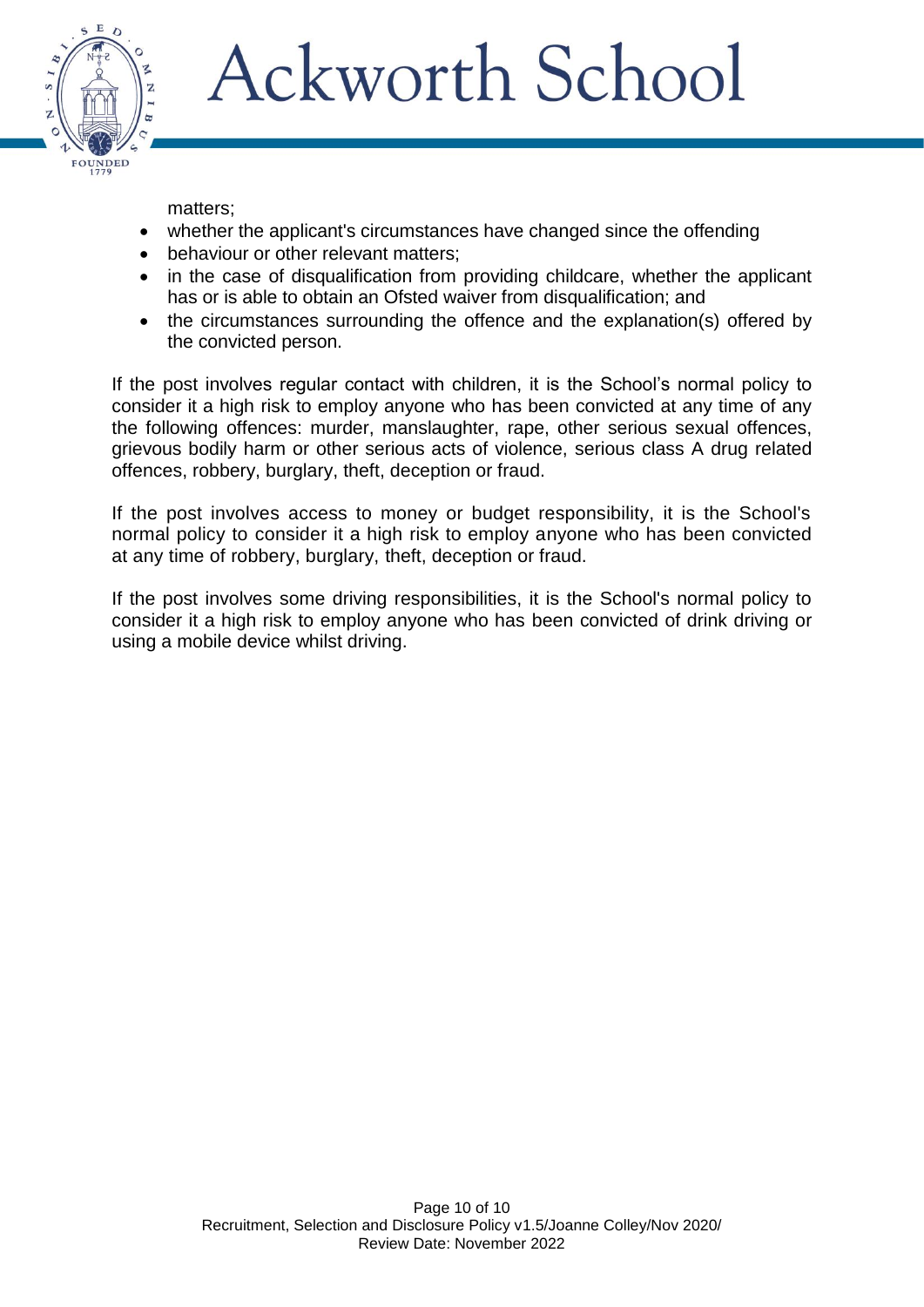matters;

- whether the applicant's circumstances have changed since the offending
- behaviour or other relevant matters;
- in the case of disqualification from providing childcare, whether the applicant has or is able to obtain an Ofsted waiver from disqualification; and
- the circumstances surrounding the offence and the explanation(s) offered by the convicted person.

If the post involves regular contact with children, it is the School's normal policy to consider it a high risk to employ anyone who has been convicted at any time of any the following offences: murder, manslaughter, rape, other serious sexual offences, grievous bodily harm or other serious acts of violence, serious class A drug related offences, robbery, burglary, theft, deception or fraud.

If the post involves access to money or budget responsibility, it is the School's normal policy to consider it a high risk to employ anyone who has been convicted at any time of robbery, burglary, theft, deception or fraud.

If the post involves some driving responsibilities, it is the School's normal policy to consider it a high risk to employ anyone who has been convicted of drink driving or using a mobile device whilst driving.